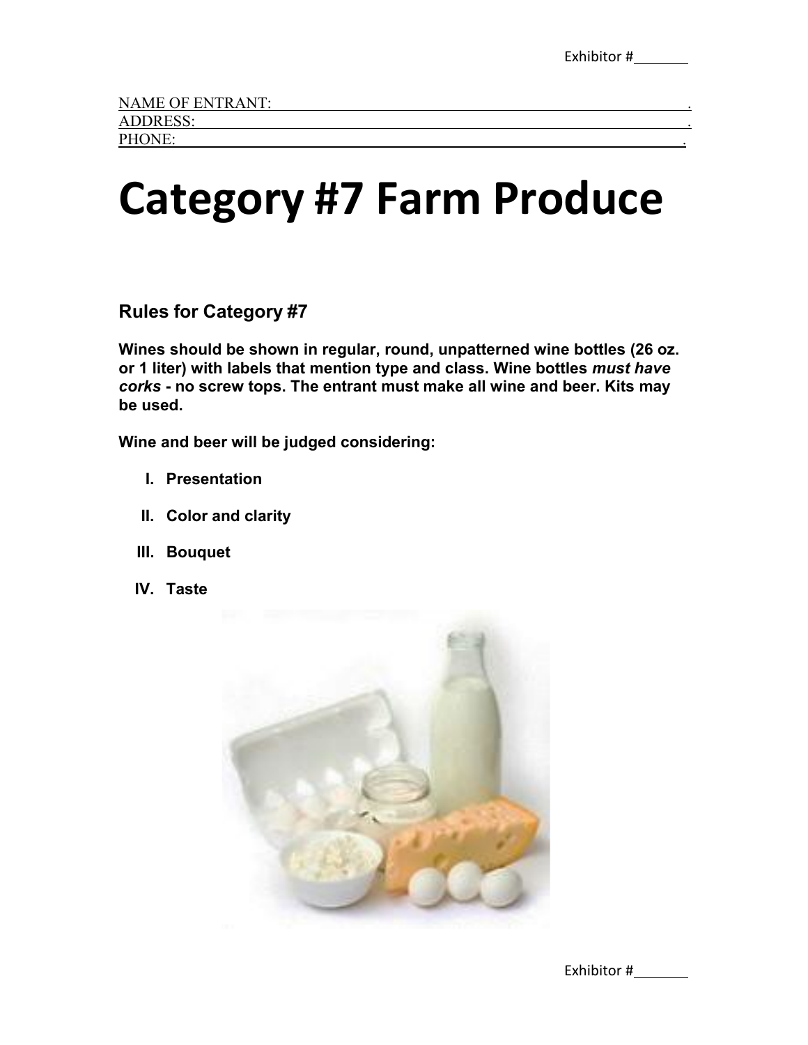Exhibitor #\_\_\_\_\_\_\_

NAME OF ENTRANT: \_\_\_\_\_\_\_\_\_\_\_\_\_\_\_\_\_\_\_\_\_\_\_\_\_\_\_\_\_\_\_\_\_\_\_\_\_\_\_\_.
ADDRESS: \_\_\_\_\_\_\_\_\_\_\_\_\_\_\_\_\_\_\_\_\_\_\_\_\_\_\_\_\_\_\_\_\_\_\_\_\_\_\_\_\_\_\_\_\_\_.
PHONE: \_\_\_\_\_\_\_\_\_\_\_\_\_\_\_\_\_\_\_\_\_\_\_\_\_\_\_\_\_\_\_\_\_\_\_\_\_\_\_\_\_\_\_\_\_\_\_\_.

# Category #7 Farm Produce

## Rules for Category #7

**Wines should be shown in regular, round, unpatterned wine bottles (26 oz. or 1 liter) with labels that mention type and class. Wine bottles *must have corks* - no screw tops. The entrant must make all wine and beer. Kits may be used.**

**Wine and beer will be judged considering:**

I. **Presentation**
II. **Color and clarity**
III. **Bouquet**
IV. **Taste**

Exhibitor #\_\_\_\_\_\_\_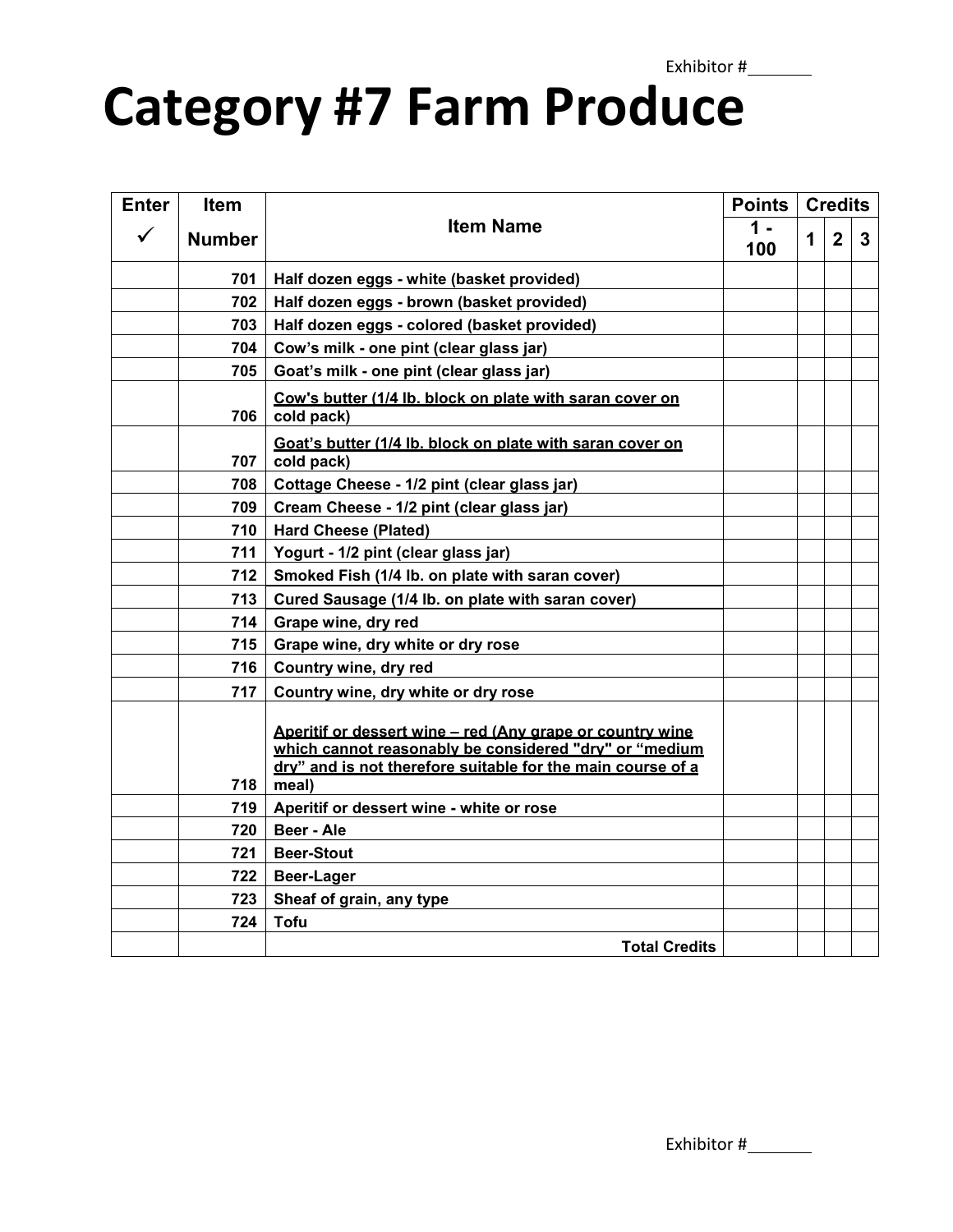Exhibitor #_______

# Category #7 Farm Produce

| Enter ✓ | Item Number | Item Name | Points 1 - 100 | Credits 1 | 2 | 3 |
|---|---|---|---|---|---|---|
| | 701 | **Half dozen eggs - white (basket provided)** | | | | |
| | 702 | **Half dozen eggs - brown (basket provided)** | | | | |
| | 703 | **Half dozen eggs - colored (basket provided)** | | | | |
| | 704 | **Cow's milk - one pint (clear glass jar)** | | | | |
| | 705 | **Goat's milk - one pint (clear glass jar)** | | | | |
| | 706 | **Cow's butter (1/4 lb. block on plate with saran cover on cold pack)** | | | | |
| | 707 | **Goat's butter (1/4 lb. block on plate with saran cover on cold pack)** | | | | |
| | 708 | **Cottage Cheese - 1/2 pint (clear glass jar)** | | | | |
| | 709 | **Cream Cheese - 1/2 pint (clear glass jar)** | | | | |
| | 710 | **Hard Cheese (Plated)** | | | | |
| | 711 | **Yogurt - 1/2 pint (clear glass jar)** | | | | |
| | 712 | **Smoked Fish (1/4 lb. on plate with saran cover)** | | | | |
| | 713 | **Cured Sausage (1/4 lb. on plate with saran cover)** | | | | |
| | 714 | **Grape wine, dry red** | | | | |
| | 715 | **Grape wine, dry white or dry rose** | | | | |
| | 716 | **Country wine, dry red** | | | | |
| | 717 | **Country wine, dry white or dry rose** | | | | |
| | 718 | **Aperitif or dessert wine – red (Any grape or country wine which cannot reasonably be considered "dry" or "medium dry" and is not therefore suitable for the main course of a meal)** | | | | |
| | 719 | **Aperitif or dessert wine - white or rose** | | | | |
| | 720 | **Beer - Ale** | | | | |
| | 721 | **Beer-Stout** | | | | |
| | 722 | **Beer-Lager** | | | | |
| | 723 | **Sheaf of grain, any type** | | | | |
| | 724 | **Tofu** | | | | |
| | | **Total Credits** | | | | |

Exhibitor #_______